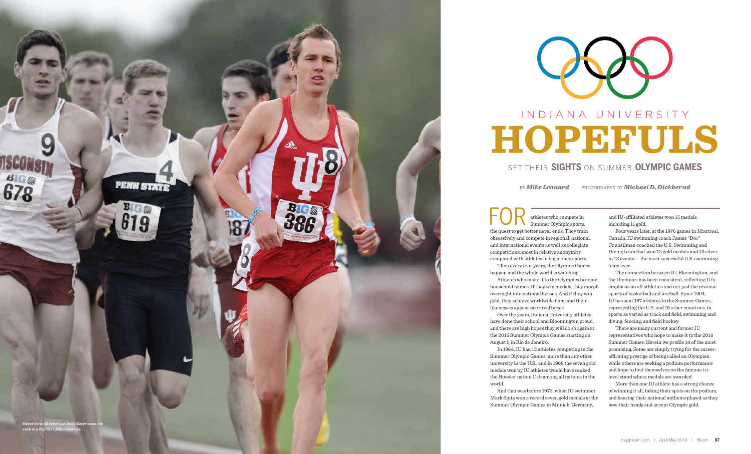Eleven-time All-American Andy Bayer leads the pack in a Big Ten 1,500-meter run.

# INDIANA UNIVERSITY HOPEFULS

## SET THEIR **SIGHTS** ON SUMMER **OLYMPIC GAMES**

BY *Mike Leonard* PHOTOGRAPHY BY *Michael D. Dickbernd*

FOR athletes who compete in Summer Olympic sports, the quest to get better never ends. They train obsessively and compete in regional, national, and international events as well as collegiate competitions, most in relative anonymity compared with athletes in big money sports.

Then every four years, the Olympic Games happen and the whole world is watching.

Athletes who make it to the Olympics become household names. If they win medals, they morph overnight into national heroes. And if they win gold, they achieve worldwide fame and their likenesses appear on cereal boxes.

Over the years, Indiana University athletes have done their school and Bloomington proud, and there are high hopes they will do so again at the 2016 Summer Olympic Games starting on August 5 in Rio de Janeiro.

In 1964, IU had 13 athletes competing in the Summer Olympic Games, more than any other university in the U.S., and in 1968 the seven gold medals won by IU athletes would have ranked the Hoosier nation 11th among all nations in the world.

And that was before 1972, when IU swimmer Mark Spitz won a record seven gold medals at the Summer Olympic Games in Munich, Germany, and IU-affiliated athletes won 15 medals, including 11 gold.

Four years later, at the 1976 games in Montreal, Canada, IU swimming coach James "Doc" Counsilman coached the U.S. Swimming and Diving team that won 12 gold medals and 10 silver in 13 events — the most successful U.S. swimming team ever.

The connection between IU, Bloomington, and the Olympics has been consistent, reflecting IU's emphasis on all athletics and not just the revenue sports of basketball and football. Since 1904, IU has sent 167 athletes to the Summer Games, representing the U.S. and 15 other countries, in sports as varied as track and field, swimming and diving, fencing, and field hockey.

There are many current and former IU representatives who hope to make it to the 2016 Summer Games. Herein we profile 14 of the most promising. Some are simply trying for the career-affirming prestige of being called an Olympian while others are seeking a podium performance and hope to find themselves on the famous tri-level stand where medals are awarded.

More than one IU athlete has a strong chance of winning it all, taking their spots on the podium, and hearing their national anthems played as they bow their heads and accept Olympic gold.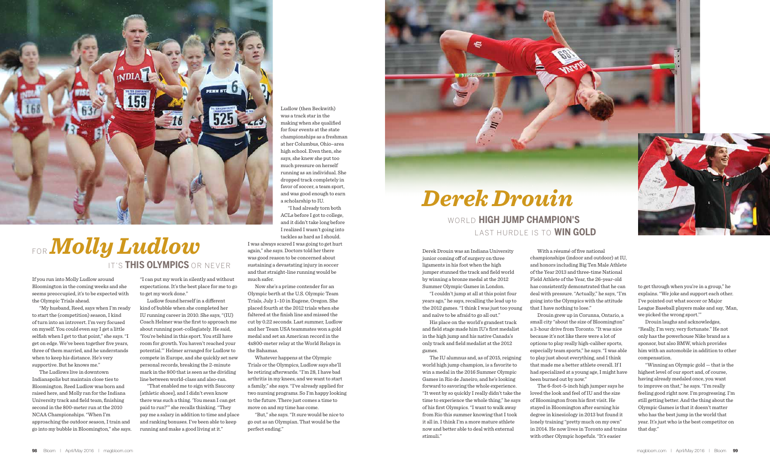# FOR *Molly Ludlow*

## IT'S **THIS OLYMPICS** OR NEVER

If you run into Molly Ludlow around Bloomington in the coming weeks and she seems preoccupied, it's to be expected with the Olympic Trials ahead.

"My husband, Reed, says when I'm ready to start the (competition) season, I kind of turn into an introvert. I'm very focused on myself. You could even say I get a little selfish when I get to that point," she says. "I get on edge. We've been together five years, three of them married, and he understands when to keep his distance. He's very supportive. But he knows me."

The Ludlows live in downtown Indianapolis but maintain close ties to Bloomington. Reed Ludlow was born and raised here, and Molly ran for the Indiana University track and field team, finishing second in the 800-meter run at the 2010 NCAA Championships. "When I'm approaching the outdoor season, I train and go into my bubble in Bloomington," she says. "I can put my work in silently and without expectations. It's the best place for me to go to get my work done."

Ludlow found herself in a different kind of bubble when she completed her IU running career in 2010. She says, "(IU) Coach Helmer was the first to approach me about running post-collegiately. He said, 'You're behind in this sport. You haven't reached your potential.'" Helmer arranged for Ludlow to compete in Europe, and she quickly set new personal records, breaking the 2-minute mark in the 800 that is seen as the dividing line between world-class and also-ran.

"That enabled me to sign with Saucony [athletic shoes], and I didn't even know there was such a thing. 'You mean I can get paid to run?'" she recalls thinking. "They pay me a salary in addition to time and place and ranking bonuses. I've been able to keep running and make a good living at it."

Ludlow (then Beckwith) was a track star in the making when she qualified for four events at the state championships as a freshman at her Columbus, Ohio–area high school. Even then, she says, she knew she put too much pressure on herself running as an individual. She dropped track completely in favor of soccer, a team sport, and was good enough to earn a scholarship to IU.

"I had already torn both ACLs before I got to college, and it didn't take long before I realized I wasn't going into tackles as hard as I should. I was always scared I was going to get hurt again," she says. Doctors told her there was good reason to be concerned about sustaining a devastating injury in soccer and that straight-line running would be much safer.

Now she's a prime contender for an Olympic berth at the U.S. Olympic Team Trials, July 1–10 in Eugene, Oregon. She placed fourth at the 2012 trials when she faltered at the finish line and missed the cut by 0.22 seconds. Last summer, Ludlow and her Team USA teammates won a gold medal and set an American record in the 4x800-meter relay at the World Relays in the Bahamas.

Whatever happens at the Olympic Trials or the Olympics, Ludlow says she'll be retiring afterwards. "I'm 28, I have bad arthritis in my knees, and we want to start a family," she says. "I've already applied for two nursing programs. So I'm happy looking to the future. There just comes a time to move on and my time has come.

"But," she says. "It sure would be nice to go out as an Olympian. That would be the perfect ending."

# *Derek Drouin*

## WORLD **HIGH JUMP CHAMPION'S** LAST HURDLE IS TO **WIN GOLD**

Derek Drouin was an Indiana University junior coming off of surgery on three ligaments in his foot when the high jumper stunned the track and field world by winning a bronze medal at the 2012 Summer Olympic Games in London.

"I couldn't jump at all at this point four years ago," he says, recalling the lead up to the 2012 games. "I think I was just too young and naïve to be afraid to go all out."

His place on the world's grandest track and field stage made him IU's first medalist in the high jump and his native Canada's only track and field medalist at the 2012 games.

The IU alumnus and, as of 2015, reigning world high jump champion, is a favorite to win a medal in the 2016 Summer Olympic Games in Rio de Janeiro, and he's looking forward to savoring the whole experience. "It went by so quickly I really didn't take the time to experience the whole thing," he says of his first Olympics. "I want to walk away from Rio this summer knowing that I took it all in. I think I'm a more mature athlete now and better able to deal with external stimuli."

With a résumé of five national championships (indoor and outdoor) at IU, and honors including Big Ten Male Athlete of the Year 2013 and three-time National Field Athlete of the Year, the 26-year-old has consistently demonstrated that he can deal with pressure. "Actually," he says, "I'm going into the Olympics with the attitude that I have nothing to lose."

Drouin grew up in Corunna, Ontario, a small city "about the size of Bloomington" a 3-hour drive from Toronto. "It was nice because it's not like there were a lot of options to play really high-caliber sports, especially team sports," he says. "I was able to play just about everything, and I think that made me a better athlete overall. If I had specialized at a young age, I might have been burned out by now."

The 6-foot-5-inch high jumper says he loved the look and feel of IU and the size of Bloomington from his first visit. He stayed in Bloomington after earning his degree in kinesiology in 2013 but found it lonely training "pretty much on my own" in 2014. He now lives in Toronto and trains with other Olympic hopefuls. "It's easier to get through when you're in a group," he explains. "We joke and support each other. I've pointed out what soccer or Major League Baseball players make and say, 'Man, we picked the wrong sport.'"

Drouin laughs and acknowledges, "Really, I'm very, very fortunate." He not only has the powerhouse Nike brand as a sponsor, but also BMW, which provides him with an automobile in addition to other compensation.

"Winning an Olympic gold — that is the highest level of our sport and, of course, having already medaled once, you want to improve on that," he says. "I'm really feeling good right now. I'm progressing. I'm still getting better. And the thing about the Olympic Games is that it doesn't matter who has the best jump in the world that year. It's just who is the best competitor on that day."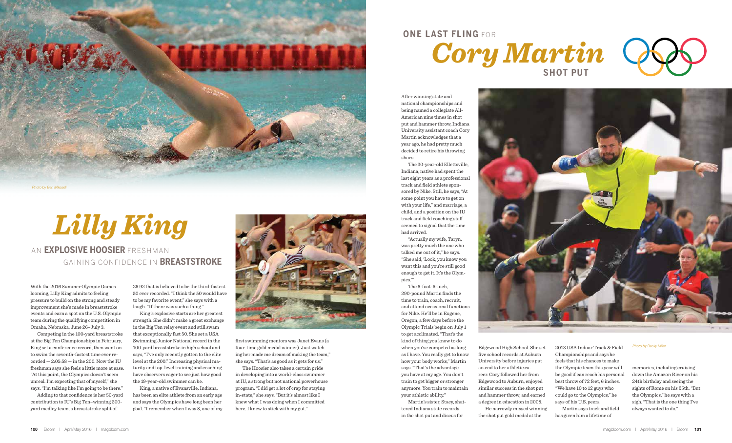Photo by Ben Mikesell

# *Lilly King*

## AN **EXPLOSIVE HOOSIER** FRESHMAN GAINING CONFIDENCE IN **BREASTSTROKE**

With the 2016 Summer Olympic Games looming, Lilly King admits to feeling pressure to build on the strong and steady improvement she's made in breaststroke events and earn a spot on the U.S. Olympic team during the qualifying competition in Omaha, Nebraska, June 26–July 3.

Competing in the 100-yard breaststroke at the Big Ten Championships in February, King set a conference record, then went on to swim the seventh-fastest time ever recorded — 2:05:58 — in the 200. Now the IU freshman says she feels a little more at ease. "At this point, the Olympics doesn't seem unreal. I'm expecting that of myself," she says. "I'm talking like I'm going to be there."

Adding to that confidence is her 50-yard contribution to IU's Big Ten–winning 200-yard medley team, a breaststroke split of 25.92 that is believed to be the third-fastest 50 ever recorded. "I think the 50 would have to be my favorite event," she says with a laugh. "If there was such a thing."

King's explosive starts are her greatest strength. She didn't make a great exchange in the Big Ten relay event and still swam that exceptionally fast 50. She set a USA Swimming Junior National record in the 100-yard breaststroke in high school and says, "I've only recently gotten to the elite level at the 200." Increasing physical maturity and top-level training and coaching have observers eager to see just how good the 19-year-old swimmer can be.

King, a native of Evansville, Indiana, has been an elite athlete from an early age and says the Olympics have long been her goal. "I remember when I was 8, one of my first swimming mentors was Janet Evans (a four-time gold medal winner). Just watching her made me dream of making the team," she says. "That's as good as it gets for us."

The Hoosier also takes a certain pride in developing into a world-class swimmer at IU, a strong but not national powerhouse program. "I did get a lot of crap for staying in-state," she says. "But it's almost like I knew what I was doing when I committed here. I knew to stick with my gut."

# **ONE LAST FLING** FOR *Cory Martin* **SHOT PUT**

After winning state and national championships and being named a collegiate All-American nine times in shot put and hammer throw, Indiana University assistant coach Cory Martin acknowledges that a year ago, he had pretty much decided to retire his throwing shoes.

The 30-year-old Ellettsville, Indiana, native had spent the last eight years as a professional track and field athlete sponsored by Nike. Still, he says, "At some point you have to get on with your life," and marriage, a child, and a position on the IU track and field coaching staff seemed to signal that the time had arrived.

"Actually my wife, Taryn, was pretty much the one who talked me out of it," he says. "She said, 'Look, you know you want this and you're still good enough to get it. It's the Olympics.'"

The 6-foot-5-inch, 290-pound Martin finds the time to train, coach, recruit, and attend occasional functions for Nike. He'll be in Eugene, Oregon, a few days before the Olympic Trials begin on July 1 to get acclimated. "That's the kind of thing you know to do when you've competed as long as I have. You really get to know how your body works," Martin says. "That's the advantage you have at my age. You don't train to get bigger or stronger anymore. You train to maintain your athletic ability."

Martin's sister, Stacy, shattered Indiana state records in the shot put and discus for Edgewood High School. She set five school records at Auburn University before injuries put an end to her athletic career. Cory followed her from Edgewood to Auburn, enjoyed similar success in the shot put and hammer throw, and earned a degree in education in 2008.

He narrowly missed winning the shot put gold medal at the 2013 USA Indoor Track & Field Championships and says he feels that his chances to make the Olympic team this year will be good if can reach his personal best throw of 72 feet, 6 inches. "We have 10 to 12 guys who could go to the Olympics," he says of his U.S. peers.

Martin says track and field has given him a lifetime of memories, including cruising down the Amazon River on his 24th birthday and seeing the sights of Rome on his 25th. "But the Olympics," he says with a sigh. "That is the one thing I've always wanted to do."

Photo by Becky Miller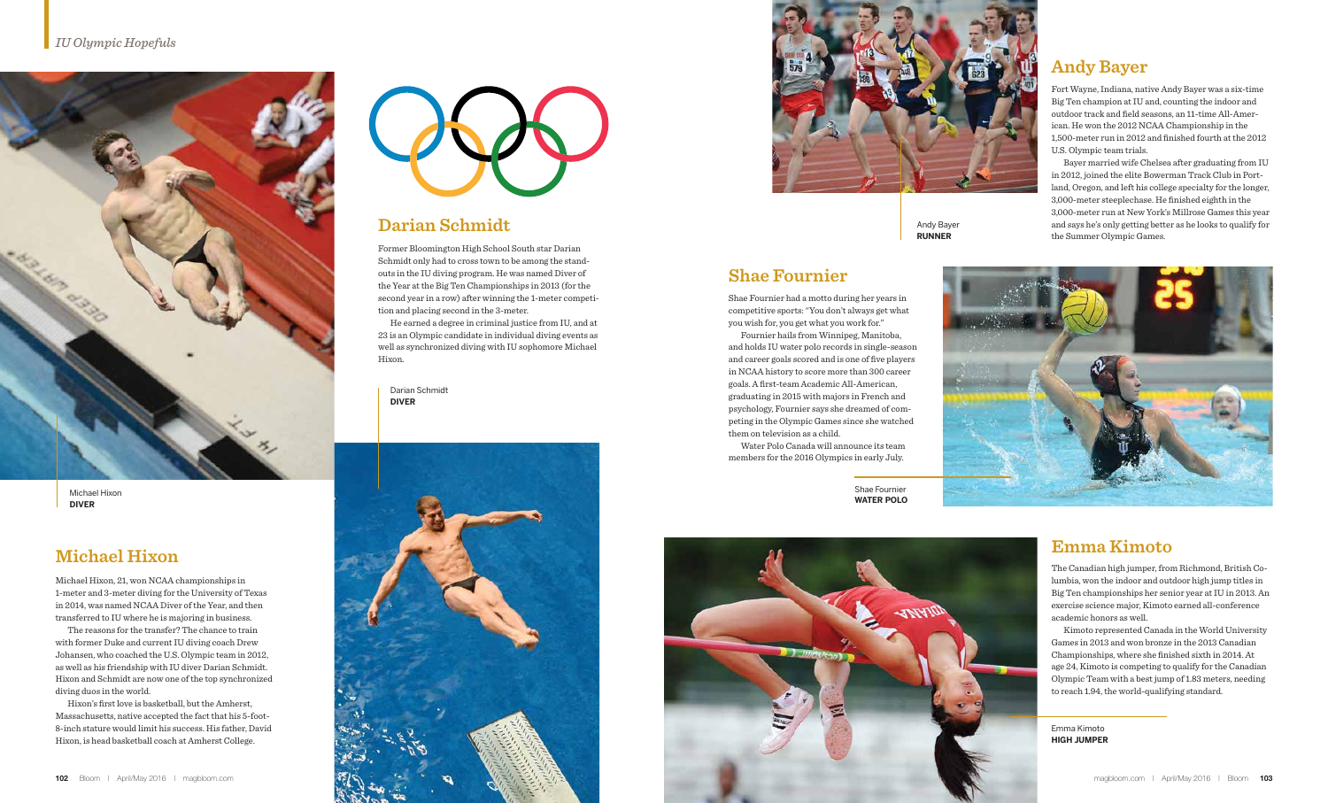*IU Olympic Hopefuls*

Michael Hixon
**DIVER**

## Michael Hixon

Michael Hixon, 21, won NCAA championships in 1-meter and 3-meter diving for the University of Texas in 2014, was named NCAA Diver of the Year, and then transferred to IU where he is majoring in business.

The reasons for the transfer? The chance to train with former Duke and current IU diving coach Drew Johansen, who coached the U.S. Olympic team in 2012, as well as his friendship with IU diver Darian Schmidt. Hixon and Schmidt are now one of the top synchronized diving duos in the world.

Hixon's first love is basketball, but the Amherst, Massachusetts, native accepted the fact that his 5-foot-8-inch stature would limit his success. His father, David Hixon, is head basketball coach at Amherst College.

## Darian Schmidt

Former Bloomington High School South star Darian Schmidt only had to cross town to be among the standouts in the IU diving program. He was named Diver of the Year at the Big Ten Championships in 2013 (for the second year in a row) after winning the 1-meter competition and placing second in the 3-meter.

He earned a degree in criminal justice from IU, and at 23 is an Olympic candidate in individual diving events as well as synchronized diving with IU sophomore Michael Hixon.

Darian Schmidt
**DIVER**

Andy Bayer
**RUNNER**

## Andy Bayer

Fort Wayne, Indiana, native Andy Bayer was a six-time Big Ten champion at IU and, counting the indoor and outdoor track and field seasons, an 11-time All-American. He won the 2012 NCAA Championship in the 1,500-meter run in 2012 and finished fourth at the 2012 U.S. Olympic team trials.

Bayer married wife Chelsea after graduating from IU in 2012, joined the elite Bowerman Track Club in Portland, Oregon, and left his college specialty for the longer, 3,000-meter steeplechase. He finished eighth in the 3,000-meter run at New York's Millrose Games this year and says he's only getting better as he looks to qualify for the Summer Olympic Games.

## Shae Fournier

Shae Fournier had a motto during her years in competitive sports: "You don't always get what you wish for, you get what you work for."

Fournier hails from Winnipeg, Manitoba, and holds IU water polo records in single-season and career goals scored and is one of five players in NCAA history to score more than 300 career goals. A first-team Academic All-American, graduating in 2015 with majors in French and psychology, Fournier says she dreamed of competing in the Olympic Games since she watched them on television as a child.

Water Polo Canada will announce its team members for the 2016 Olympics in early July.

Shae Fournier
**WATER POLO**

## Emma Kimoto

The Canadian high jumper, from Richmond, British Columbia, won the indoor and outdoor high jump titles in Big Ten championships her senior year at IU in 2013. An exercise science major, Kimoto earned all-conference academic honors as well.

Kimoto represented Canada in the World University Games in 2013 and won bronze in the 2013 Canadian Championships, where she finished sixth in 2014. At age 24, Kimoto is competing to qualify for the Canadian Olympic Team with a best jump of 1.83 meters, needing to reach 1.94, the world-qualifying standard.

Emma Kimoto
**HIGH JUMPER**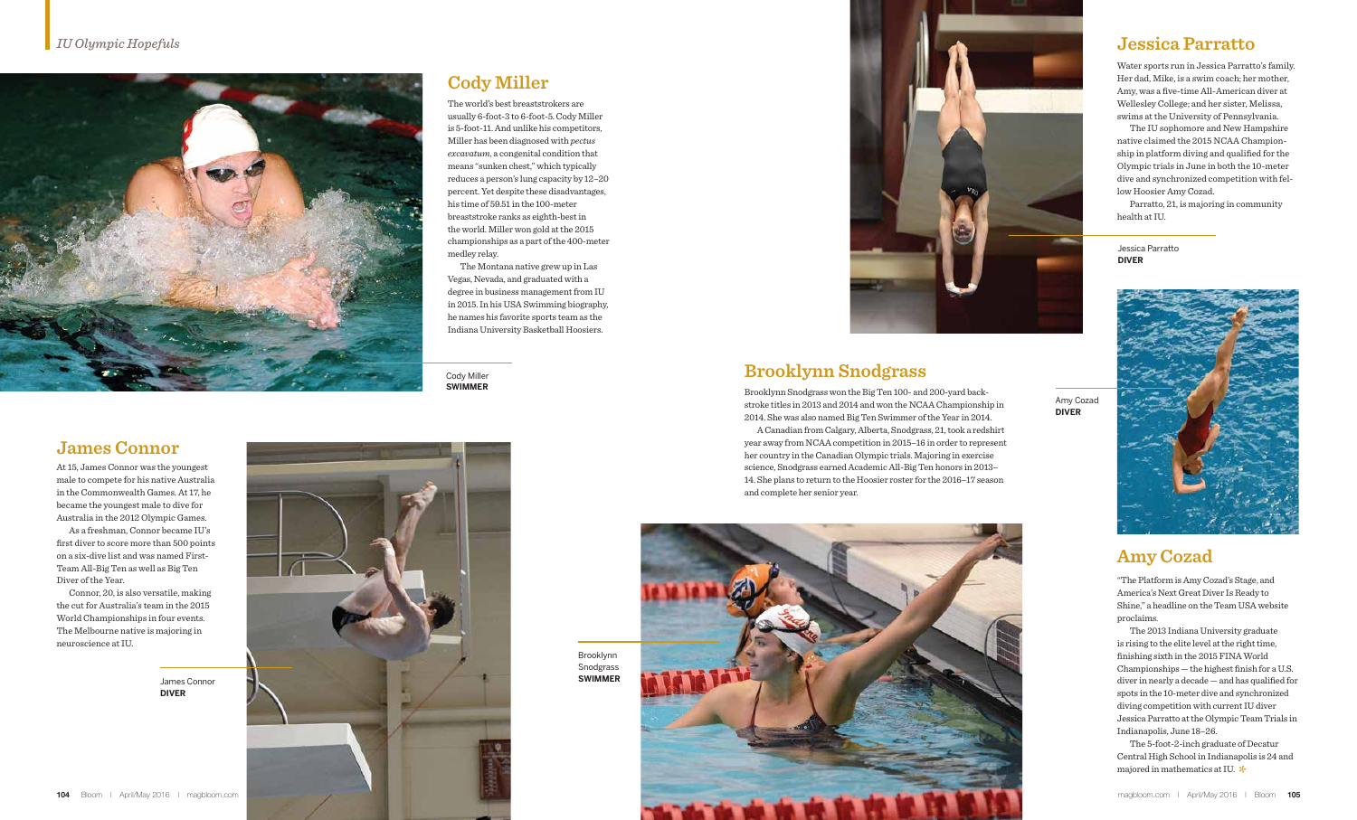*IU Olympic Hopefuls*

## Cody Miller

The world's best breaststrokers are usually 6-foot-3 to 6-foot-5. Cody Miller is 5-foot-11. And unlike his competitors, Miller has been diagnosed with *pectus excavatum*, a congenital condition that means "sunken chest," which typically reduces a person's lung capacity by 12–20 percent. Yet despite these disadvantages, his time of 59.51 in the 100-meter breaststroke ranks as eighth-best in the world. Miller won gold at the 2015 championships as a part of the 400-meter medley relay.

The Montana native grew up in Las Vegas, Nevada, and graduated with a degree in business management from IU in 2015. In his USA Swimming biography, he names his favorite sports team as the Indiana University Basketball Hoosiers.

Cody Miller
**SWIMMER**

## James Connor

At 15, James Connor was the youngest male to compete for his native Australia in the Commonwealth Games. At 17, he became the youngest male to dive for Australia in the 2012 Olympic Games.

As a freshman, Connor became IU's first diver to score more than 500 points on a six-dive list and was named First-Team All-Big Ten as well as Big Ten Diver of the Year.

Connor, 20, is also versatile, making the cut for Australia's team in the 2015 World Championships in four events. The Melbourne native is majoring in neuroscience at IU.

James Connor
**DIVER**

## Jessica Parratto

Water sports run in Jessica Parratto's family. Her dad, Mike, is a swim coach; her mother, Amy, was a five-time All-American diver at Wellesley College; and her sister, Melissa, swims at the University of Pennsylvania.

The IU sophomore and New Hampshire native claimed the 2015 NCAA Championship in platform diving and qualified for the Olympic trials in June in both the 10-meter dive and synchronized competition with fellow Hoosier Amy Cozad.

Parratto, 21, is majoring in community health at IU.

Jessica Parratto
**DIVER**

## Brooklynn Snodgrass

Brooklynn Snodgrass won the Big Ten 100- and 200-yard backstroke titles in 2013 and 2014 and won the NCAA Championship in 2014. She was also named Big Ten Swimmer of the Year in 2014.

A Canadian from Calgary, Alberta, Snodgrass, 21, took a redshirt year away from NCAA competition in 2015–16 in order to represent her country in the Canadian Olympic trials. Majoring in exercise science, Snodgrass earned Academic All-Big Ten honors in 2013–14. She plans to return to the Hoosier roster for the 2016–17 season and complete her senior year.

Brooklynn Snodgrass
**SWIMMER**

Amy Cozad
**DIVER**

## Amy Cozad

"The Platform is Amy Cozad's Stage, and America's Next Great Diver Is Ready to Shine," a headline on the Team USA website proclaims.

The 2013 Indiana University graduate is rising to the elite level at the right time, finishing sixth in the 2015 FINA World Championships — the highest finish for a U.S. diver in nearly a decade — and has qualified for spots in the 10-meter dive and synchronized diving competition with current IU diver Jessica Parratto at the Olympic Team Trials in Indianapolis, June 18–26.

The 5-foot-2-inch graduate of Decatur Central High School in Indianapolis is 24 and majored in mathematics at IU.